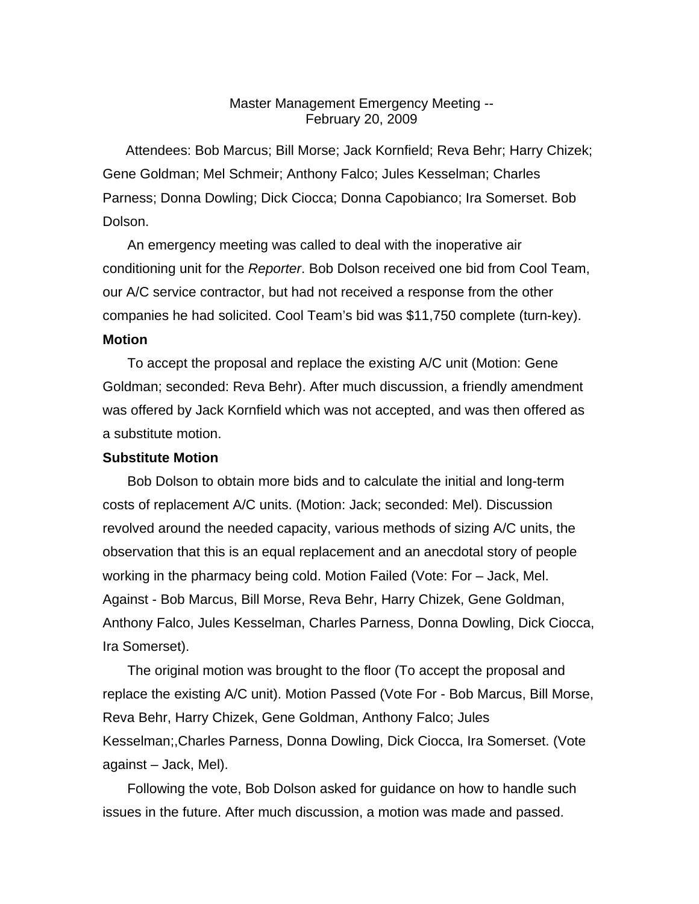Master Management Emergency Meeting --
February 20, 2009

Attendees: Bob Marcus; Bill Morse; Jack Kornfield; Reva Behr; Harry Chizek; Gene Goldman; Mel Schmeir; Anthony Falco; Jules Kesselman; Charles Parness; Donna Dowling; Dick Ciocca; Donna Capobianco; Ira Somerset. Bob Dolson.

An emergency meeting was called to deal with the inoperative air conditioning unit for the *Reporter*. Bob Dolson received one bid from Cool Team, our A/C service contractor, but had not received a response from the other companies he had solicited. Cool Team's bid was $11,750 complete (turn-key).

**Motion**

To accept the proposal and replace the existing A/C unit (Motion: Gene Goldman; seconded: Reva Behr). After much discussion, a friendly amendment was offered by Jack Kornfield which was not accepted, and was then offered as a substitute motion.

**Substitute Motion**

Bob Dolson to obtain more bids and to calculate the initial and long-term costs of replacement A/C units. (Motion: Jack; seconded: Mel). Discussion revolved around the needed capacity, various methods of sizing A/C units, the observation that this is an equal replacement and an anecdotal story of people working in the pharmacy being cold. Motion Failed (Vote: For – Jack, Mel. Against - Bob Marcus, Bill Morse, Reva Behr, Harry Chizek, Gene Goldman, Anthony Falco, Jules Kesselman, Charles Parness, Donna Dowling, Dick Ciocca, Ira Somerset).

The original motion was brought to the floor (To accept the proposal and replace the existing A/C unit). Motion Passed (Vote For - Bob Marcus, Bill Morse, Reva Behr, Harry Chizek, Gene Goldman, Anthony Falco; Jules Kesselman;,Charles Parness, Donna Dowling, Dick Ciocca, Ira Somerset. (Vote against – Jack, Mel).

Following the vote, Bob Dolson asked for guidance on how to handle such issues in the future. After much discussion, a motion was made and passed.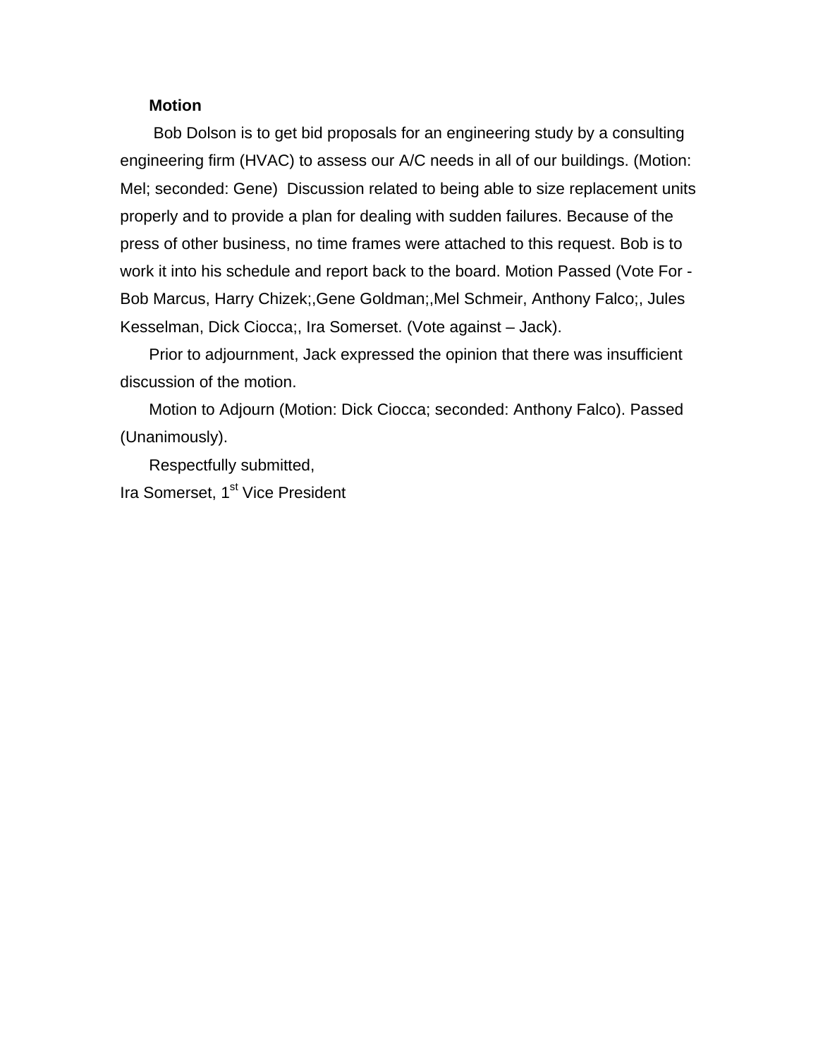**Motion**

Bob Dolson is to get bid proposals for an engineering study by a consulting engineering firm (HVAC) to assess our A/C needs in all of our buildings. (Motion: Mel; seconded: Gene) Discussion related to being able to size replacement units properly and to provide a plan for dealing with sudden failures. Because of the press of other business, no time frames were attached to this request. Bob is to work it into his schedule and report back to the board. Motion Passed (Vote For - Bob Marcus, Harry Chizek;,Gene Goldman;,Mel Schmeir, Anthony Falco;, Jules Kesselman, Dick Ciocca;, Ira Somerset. (Vote against – Jack).

Prior to adjournment, Jack expressed the opinion that there was insufficient discussion of the motion.

Motion to Adjourn (Motion: Dick Ciocca; seconded: Anthony Falco). Passed (Unanimously).

Respectfully submitted,
Ira Somerset, 1st Vice President